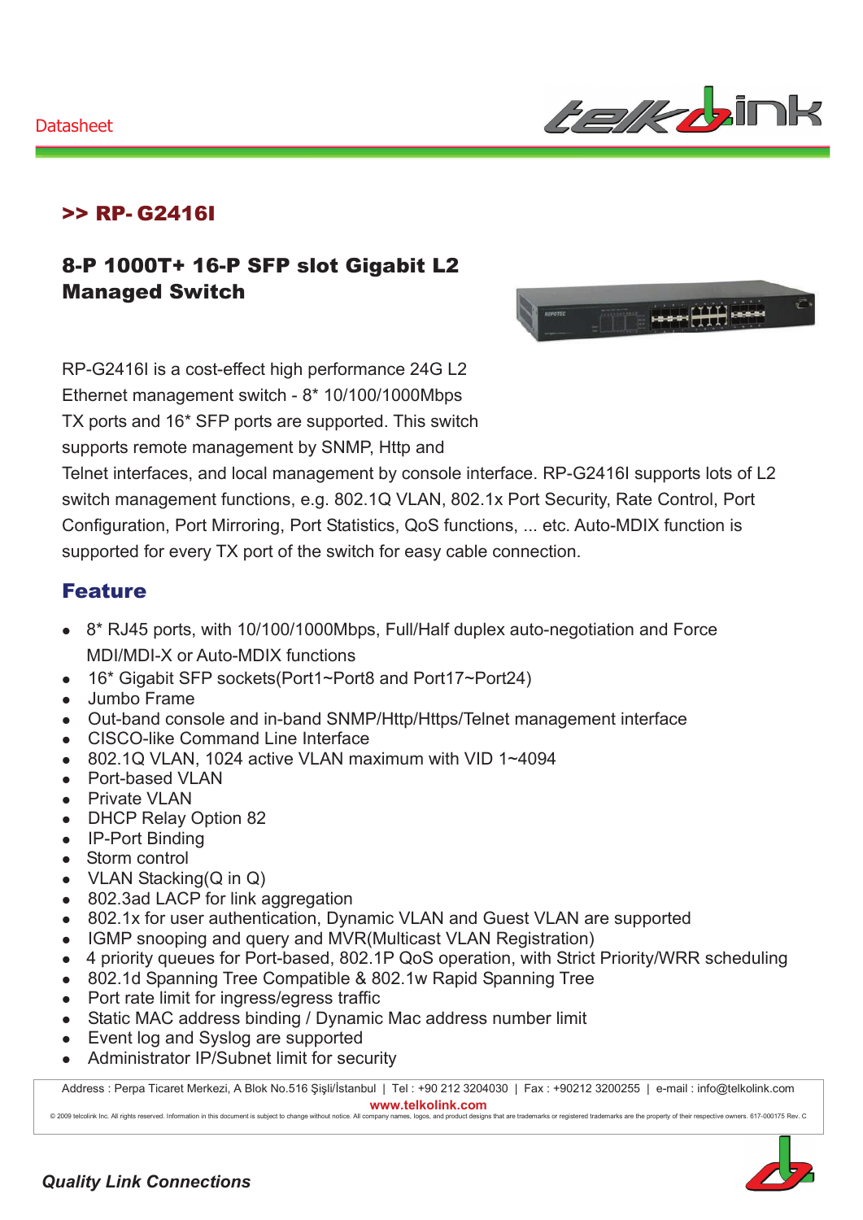Datasheet

## >> RP- G2416I

### 8-P 1000T+ 16-P SFP slot Gigabit L2 Managed Switch

RP-G2416I is a cost-effect high performance 24G L2 Ethernet management switch - 8* 10/100/1000Mbps TX ports and 16* SFP ports are supported. This switch supports remote management by SNMP, Http and Telnet interfaces, and local management by console interface. RP-G2416I supports lots of L2 switch management functions, e.g. 802.1Q VLAN, 802.1x Port Security, Rate Control, Port Configuration, Port Mirroring, Port Statistics, QoS functions, ... etc. Auto-MDIX function is supported for every TX port of the switch for easy cable connection.

## Feature

- 8* RJ45 ports, with 10/100/1000Mbps, Full/Half duplex auto-negotiation and Force MDI/MDI-X or Auto-MDIX functions
- 16* Gigabit SFP sockets(Port1~Port8 and Port17~Port24)
- Jumbo Frame
- Out-band console and in-band SNMP/Http/Https/Telnet management interface
- CISCO-like Command Line Interface
- 802.1Q VLAN, 1024 active VLAN maximum with VID 1~4094
- Port-based VLAN
- Private VLAN
- DHCP Relay Option 82
- IP-Port Binding
- Storm control
- VLAN Stacking(Q in Q)
- 802.3ad LACP for link aggregation
- 802.1x for user authentication, Dynamic VLAN and Guest VLAN are supported
- IGMP snooping and query and MVR(Multicast VLAN Registration)
- 4 priority queues for Port-based, 802.1P QoS operation, with Strict Priority/WRR scheduling
- 802.1d Spanning Tree Compatible & 802.1w Rapid Spanning Tree
- Port rate limit for ingress/egress traffic
- Static MAC address binding / Dynamic Mac address number limit
- Event log and Syslog are supported
- Administrator IP/Subnet limit for security

Address : Perpa Ticaret Merkezi, A Blok No.516 Şişli/İstanbul | Tel : +90 212 3204030 | Fax : +90212 3200255 | e-mail : info@telkolink.com
www.telkolink.com
© 2009 telcolink Inc. All rights reserved. Information in this document is subject to change without notice. All company names, logos, and product designs that are trademarks or registered trademarks are the property of their respective owners. 617-000175 Rev. C

*Quality Link Connections*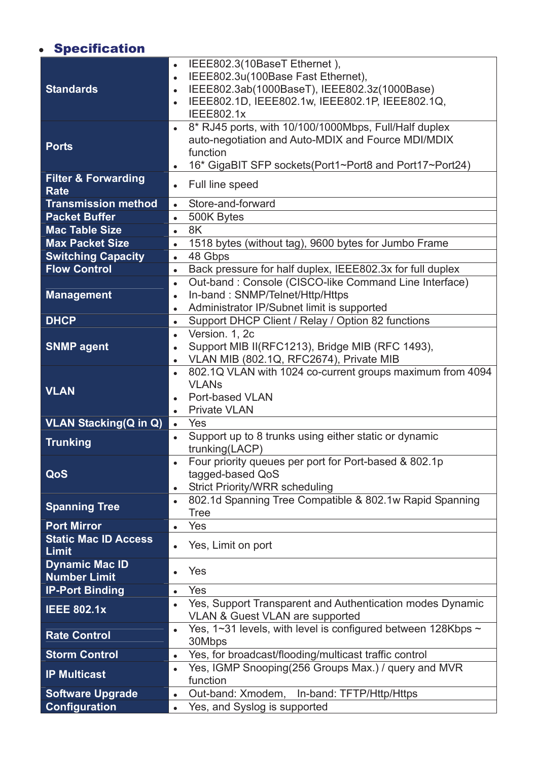- **Specification**

| | |
|---|---|
| **Standards** | • IEEE802.3(10BaseT Ethernet ),<br>• IEEE802.3u(100Base Fast Ethernet),<br>• IEEE802.3ab(1000BaseT), IEEE802.3z(1000Base)<br>• IEEE802.1D, IEEE802.1w, IEEE802.1P, IEEE802.1Q, IEEE802.1x |
| **Ports** | • 8* RJ45 ports, with 10/100/1000Mbps, Full/Half duplex auto-negotiation and Auto-MDIX and Fource MDI/MDIX function<br>• 16* GigaBIT SFP sockets(Port1~Port8 and Port17~Port24) |
| **Filter & Forwarding Rate** | • Full line speed |
| **Transmission method** | • Store-and-forward |
| **Packet Buffer** | • 500K Bytes |
| **Mac Table Size** | • 8K |
| **Max Packet Size** | • 1518 bytes (without tag), 9600 bytes for Jumbo Frame |
| **Switching Capacity** | • 48 Gbps |
| **Flow Control** | • Back pressure for half duplex, IEEE802.3x for full duplex |
| **Management** | • Out-band : Console (CISCO-like Command Line Interface)<br>• In-band : SNMP/Telnet/Http/Https<br>• Administrator IP/Subnet limit is supported |
| **DHCP** | • Support DHCP Client / Relay / Option 82 functions |
| **SNMP agent** | • Version. 1, 2c<br>• Support MIB II(RFC1213), Bridge MIB (RFC 1493),<br>• VLAN MIB (802.1Q, RFC2674), Private MIB |
| **VLAN** | • 802.1Q VLAN with 1024 co-current groups maximum from 4094 VLANs<br>• Port-based VLAN<br>• Private VLAN |
| **VLAN Stacking(Q in Q)** | • Yes |
| **Trunking** | • Support up to 8 trunks using either static or dynamic trunking(LACP) |
| **QoS** | • Four priority queues per port for Port-based & 802.1p tagged-based QoS<br>• Strict Priority/WRR scheduling |
| **Spanning Tree** | • 802.1d Spanning Tree Compatible & 802.1w Rapid Spanning Tree |
| **Port Mirror** | • Yes |
| **Static Mac ID Access Limit** | • Yes, Limit on port |
| **Dynamic Mac ID Number Limit** | • Yes |
| **IP-Port Binding** | • Yes |
| **IEEE 802.1x** | • Yes, Support Transparent and Authentication modes Dynamic VLAN & Guest VLAN are supported |
| **Rate Control** | • Yes, 1~31 levels, with level is configured between 128Kbps ~ 30Mbps |
| **Storm Control** | • Yes, for broadcast/flooding/multicast traffic control |
| **IP Multicast** | • Yes, IGMP Snooping(256 Groups Max.) / query and MVR function |
| **Software Upgrade** | • Out-band: Xmodem, In-band: TFTP/Http/Https |
| **Configuration** | • Yes, and Syslog is supported |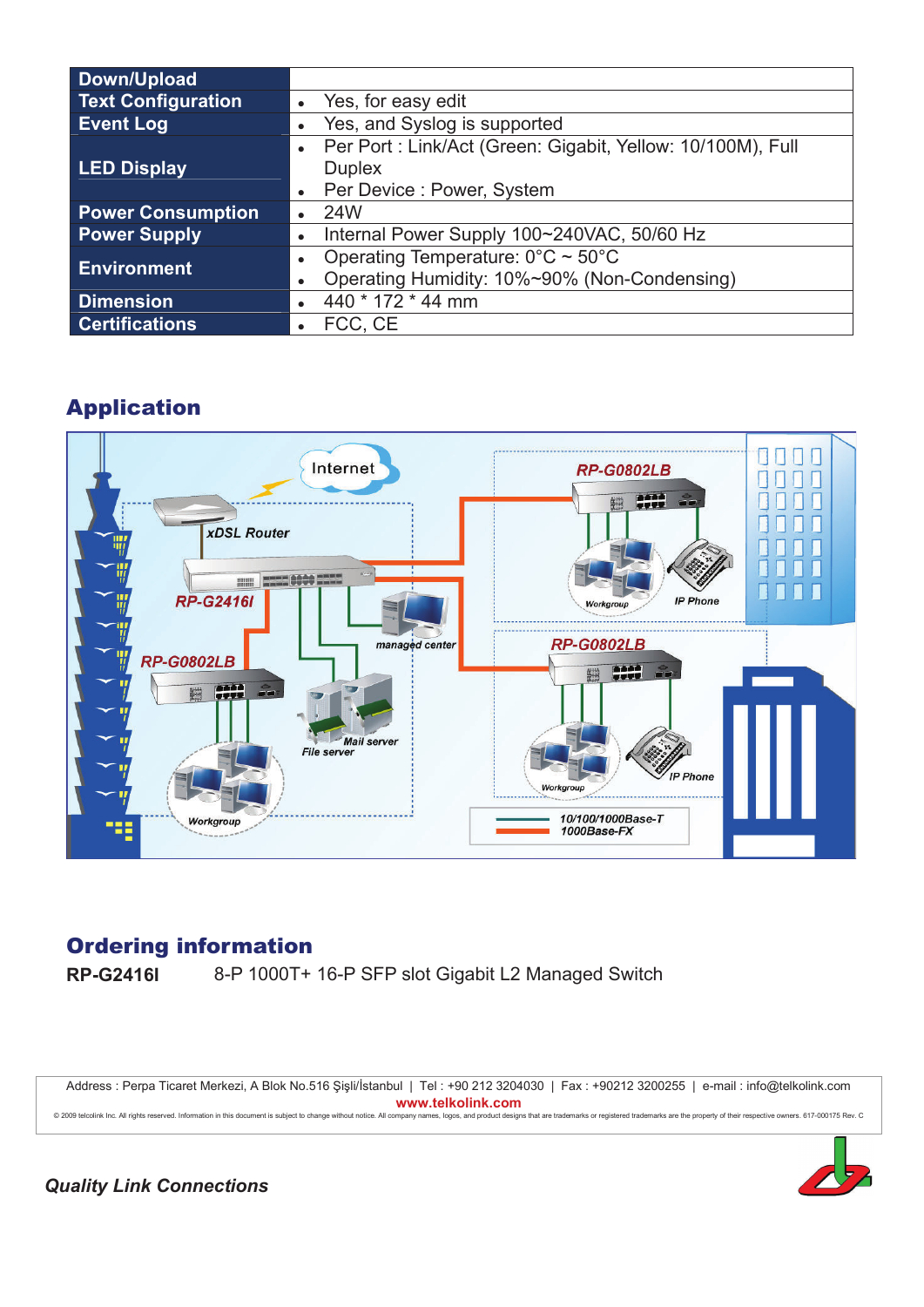| | |
|---|---|
| **Down/Upload** | |
| **Text Configuration** | • Yes, for easy edit |
| **Event Log** | • Yes, and Syslog is supported |
| **LED Display** | • Per Port : Link/Act (Green: Gigabit, Yellow: 10/100M), Full Duplex<br>• Per Device : Power, System |
| **Power Consumption** | • 24W |
| **Power Supply** | • Internal Power Supply 100~240VAC, 50/60 Hz |
| **Environment** | • Operating Temperature: 0°C ~ 50°C<br>• Operating Humidity: 10%~90% (Non-Condensing) |
| **Dimension** | • 440 * 172 * 44 mm |
| **Certifications** | • FCC, CE |

## Application

Internet
xDSL Router
RP-G2416I
RP-G0802LB
managed center
File server
Mail server
Workgroup
RP-G0802LB
Workgroup
IP Phone
RP-G0802LB
Workgroup
IP Phone
10/100/1000Base-T
1000Base-FX

## Ordering information

**RP-G2416I** 8-P 1000T+ 16-P SFP slot Gigabit L2 Managed Switch

Address : Perpa Ticaret Merkezi, A Blok No.516 Şişli/İstanbul | Tel : +90 212 3204030 | Fax : +90212 3200255 | e-mail : info@telkolink.com
**www.telkolink.com**
© 2009 telcolink Inc. All rights reserved. Information in this document is subject to change without notice. All company names, logos, and product designs that are trademarks or registered trademarks are the property of their respective owners. 617-000175 Rev. C

***Quality Link Connections***